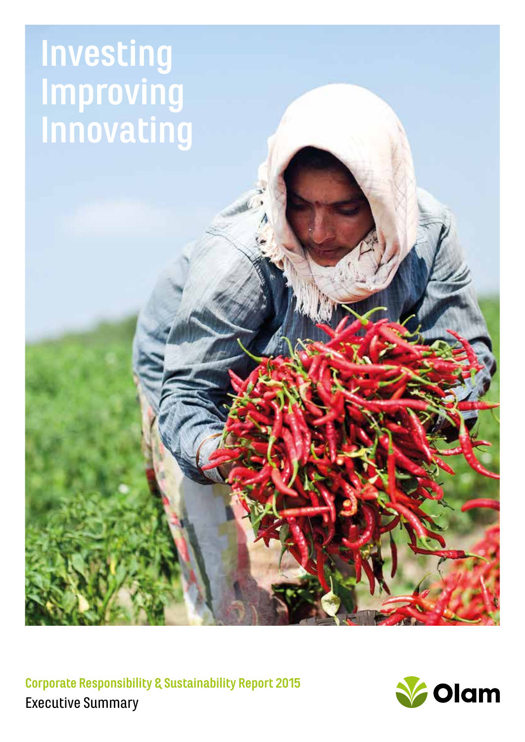# Investing Improving Innovating

Corporate Responsibility & Sustainability Report 2015

Executive Summary

Olam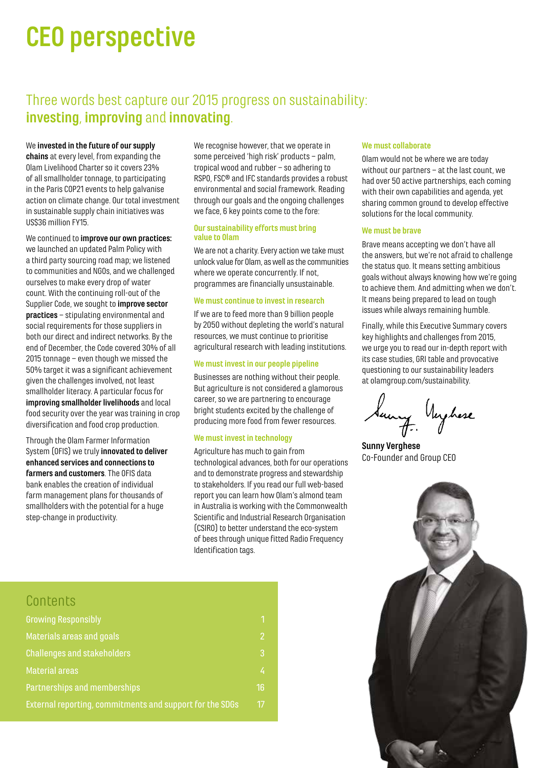# CEO perspective

## Three words best capture our 2015 progress on sustainability: **investing**, **improving** and **innovating**.

We **invested in the future of our supply chains** at every level, from expanding the Olam Livelihood Charter so it covers 23% of all smallholder tonnage, to participating in the Paris COP21 events to help galvanise action on climate change. Our total investment in sustainable supply chain initiatives was US$36 million FY15.

We continued to **improve our own practices:** we launched an updated Palm Policy with a third party sourcing road map; we listened to communities and NGOs, and we challenged ourselves to make every drop of water count. With the continuing roll-out of the Supplier Code, we sought to **improve sector practices** – stipulating environmental and social requirements for those suppliers in both our direct and indirect networks. By the end of December, the Code covered 30% of all 2015 tonnage – even though we missed the 50% target it was a significant achievement given the challenges involved, not least smallholder literacy. A particular focus for **improving smallholder livelihoods** and local food security over the year was training in crop diversification and food crop production.

Through the Olam Farmer Information System (OFIS) we truly **innovated to deliver enhanced services and connections to farmers and customers**. The OFIS data bank enables the creation of individual farm management plans for thousands of smallholders with the potential for a huge step-change in productivity.

We recognise however, that we operate in some perceived 'high risk' products – palm, tropical wood and rubber – so adhering to RSPO, FSC® and IFC standards provides a robust environmental and social framework. Reading through our goals and the ongoing challenges we face, 6 key points come to the fore:

### Our sustainability efforts must bring value to Olam

We are not a charity. Every action we take must unlock value for Olam, as well as the communities where we operate concurrently. If not, programmes are financially unsustainable.

### We must continue to invest in research

If we are to feed more than 9 billion people by 2050 without depleting the world's natural resources, we must continue to prioritise agricultural research with leading institutions.

### We must invest in our people pipeline

Businesses are nothing without their people. But agriculture is not considered a glamorous career, so we are partnering to encourage bright students excited by the challenge of producing more food from fewer resources.

### We must invest in technology

Agriculture has much to gain from technological advances, both for our operations and to demonstrate progress and stewardship to stakeholders. If you read our full web-based report you can learn how Olam's almond team in Australia is working with the Commonwealth Scientific and Industrial Research Organisation (CSIRO) to better understand the eco-system of bees through unique fitted Radio Frequency Identification tags.

### We must collaborate

Olam would not be where we are today without our partners – at the last count, we had over 50 active partnerships, each coming with their own capabilities and agenda, yet sharing common ground to develop effective solutions for the local community.

### We must be brave

Brave means accepting we don't have all the answers, but we're not afraid to challenge the status quo. It means setting ambitious goals without always knowing how we're going to achieve them. And admitting when we don't. It means being prepared to lead on tough issues while always remaining humble.

Finally, while this Executive Summary covers key highlights and challenges from 2015, we urge you to read our in-depth report with its case studies, GRI table and provocative questioning to our sustainability leaders at olamgroup.com/sustainability.

**Sunny Verghese**
Co-Founder and Group CEO

## Contents

| | |
|---|---|
| Growing Responsibly | 1 |
| Materials areas and goals | 2 |
| Challenges and stakeholders | 3 |
| Material areas | 4 |
| Partnerships and memberships | 16 |
| External reporting, commitments and support for the SDGs | 17 |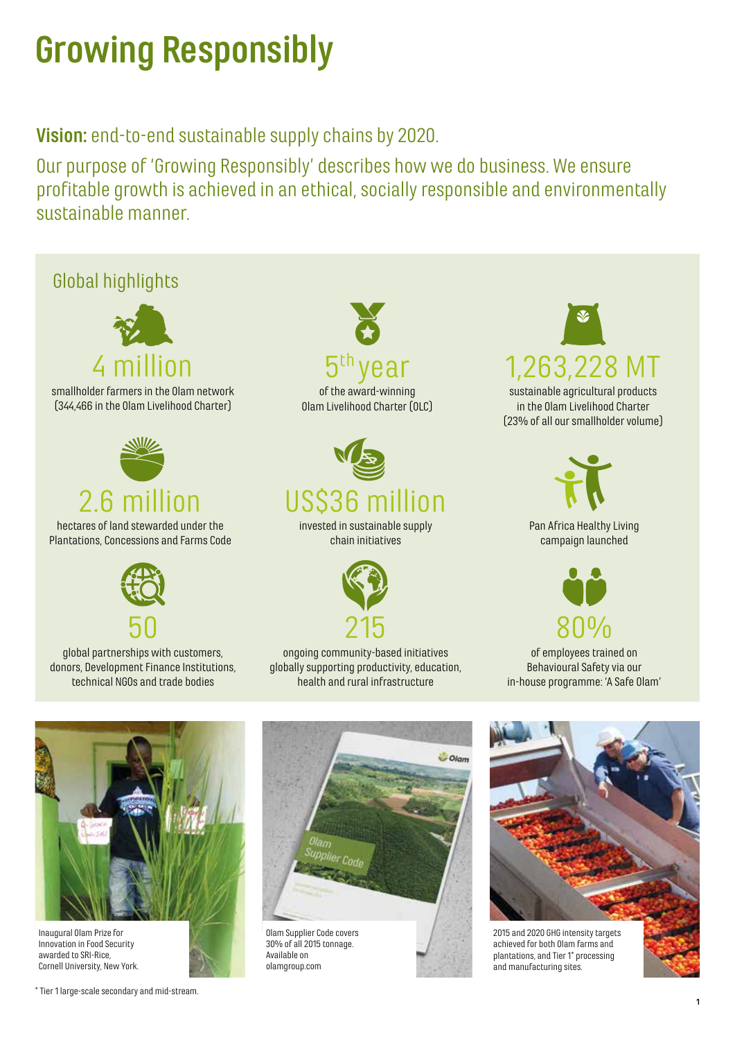# Growing Responsibly

**Vision:** end-to-end sustainable supply chains by 2020.

Our purpose of 'Growing Responsibly' describes how we do business. We ensure profitable growth is achieved in an ethical, socially responsible and environmentally sustainable manner.

## Global highlights

**4 million**
smallholder farmers in the Olam network (344,466 in the Olam Livelihood Charter)

**5th year**
of the award-winning Olam Livelihood Charter (OLC)

**1,263,228 MT**
sustainable agricultural products in the Olam Livelihood Charter (23% of all our smallholder volume)

**2.6 million**
hectares of land stewarded under the Plantations, Concessions and Farms Code

**US$36 million**
invested in sustainable supply chain initiatives

Pan Africa Healthy Living campaign launched

**50**
global partnerships with customers, donors, Development Finance Institutions, technical NGOs and trade bodies

**215**
ongoing community-based initiatives globally supporting productivity, education, health and rural infrastructure

**80%**
of employees trained on Behavioural Safety via our in-house programme: 'A Safe Olam'

Inaugural Olam Prize for Innovation in Food Security awarded to SRI-Rice, Cornell University, New York.

Olam Supplier Code covers 30% of all 2015 tonnage. Available on olamgroup.com

2015 and 2020 GHG intensity targets achieved for both Olam farms and plantations, and Tier 1* processing and manufacturing sites.

\* Tier 1 large-scale secondary and mid-stream.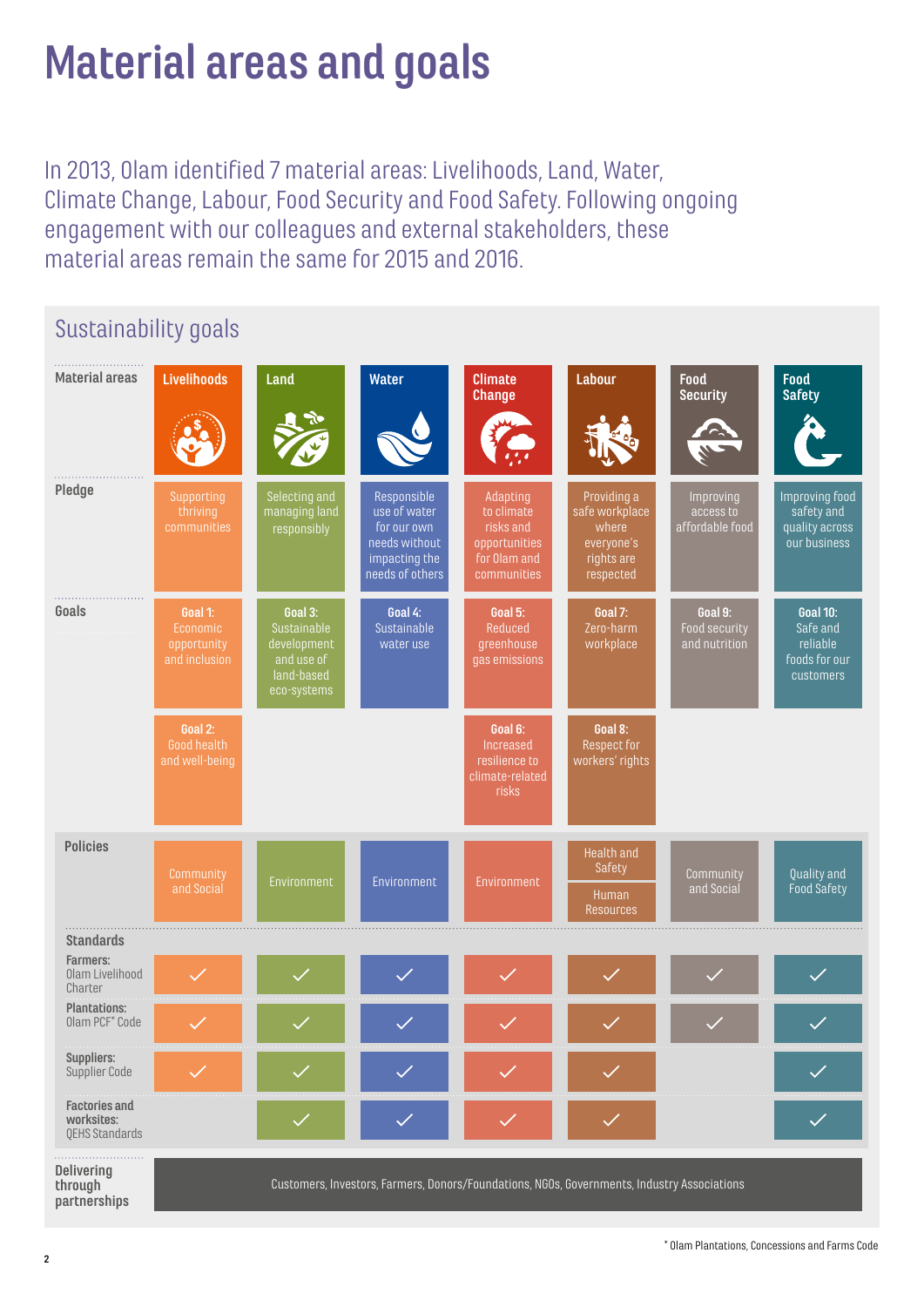# Material areas and goals

In 2013, Olam identified 7 material areas: Livelihoods, Land, Water, Climate Change, Labour, Food Security and Food Safety. Following ongoing engagement with our colleagues and external stakeholders, these material areas remain the same for 2015 and 2016.

## Sustainability goals

| Material areas | Livelihoods | Land | Water | Climate Change | Labour | Food Security | Food Safety |
|---|---|---|---|---|---|---|---|
| Pledge | Supporting thriving communities | Selecting and managing land responsibly | Responsible use of water for our own needs without impacting the needs of others | Adapting to climate risks and opportunities for Olam and communities | Providing a safe workplace where everyone's rights are respected | Improving access to affordable food | Improving food safety and quality across our business |
| Goals | **Goal 1:** Economic opportunity and inclusion | **Goal 3:** Sustainable development and use of land-based eco-systems | **Goal 4:** Sustainable water use | **Goal 5:** Reduced greenhouse gas emissions | **Goal 7:** Zero-harm workplace | **Goal 9:** Food security and nutrition | **Goal 10:** Safe and reliable foods for our customers |
| | **Goal 2:** Good health and well-being | | | **Goal 6:** Increased resilience to climate-related risks | **Goal 8:** Respect for workers' rights | | |
| Policies | Community and Social | Environment | Environment | Environment | Health and Safety; Human Resources | Community and Social | Quality and Food Safety |
| **Standards** | | | | | | | |
| **Farmers:** Olam Livelihood Charter | ✓ | ✓ | ✓ | ✓ | ✓ | ✓ | ✓ |
| **Plantations:** Olam PCF* Code | ✓ | ✓ | ✓ | ✓ | ✓ | ✓ | ✓ |
| **Suppliers:** Supplier Code | ✓ | ✓ | ✓ | ✓ | ✓ | | ✓ |
| **Factories and worksites:** QEHS Standards | | ✓ | ✓ | ✓ | ✓ | | ✓ |
| Delivering through partnerships | Customers, Investors, Farmers, Donors/Foundations, NGOs, Governments, Industry Associations | | | | | | |

* Olam Plantations, Concessions and Farms Code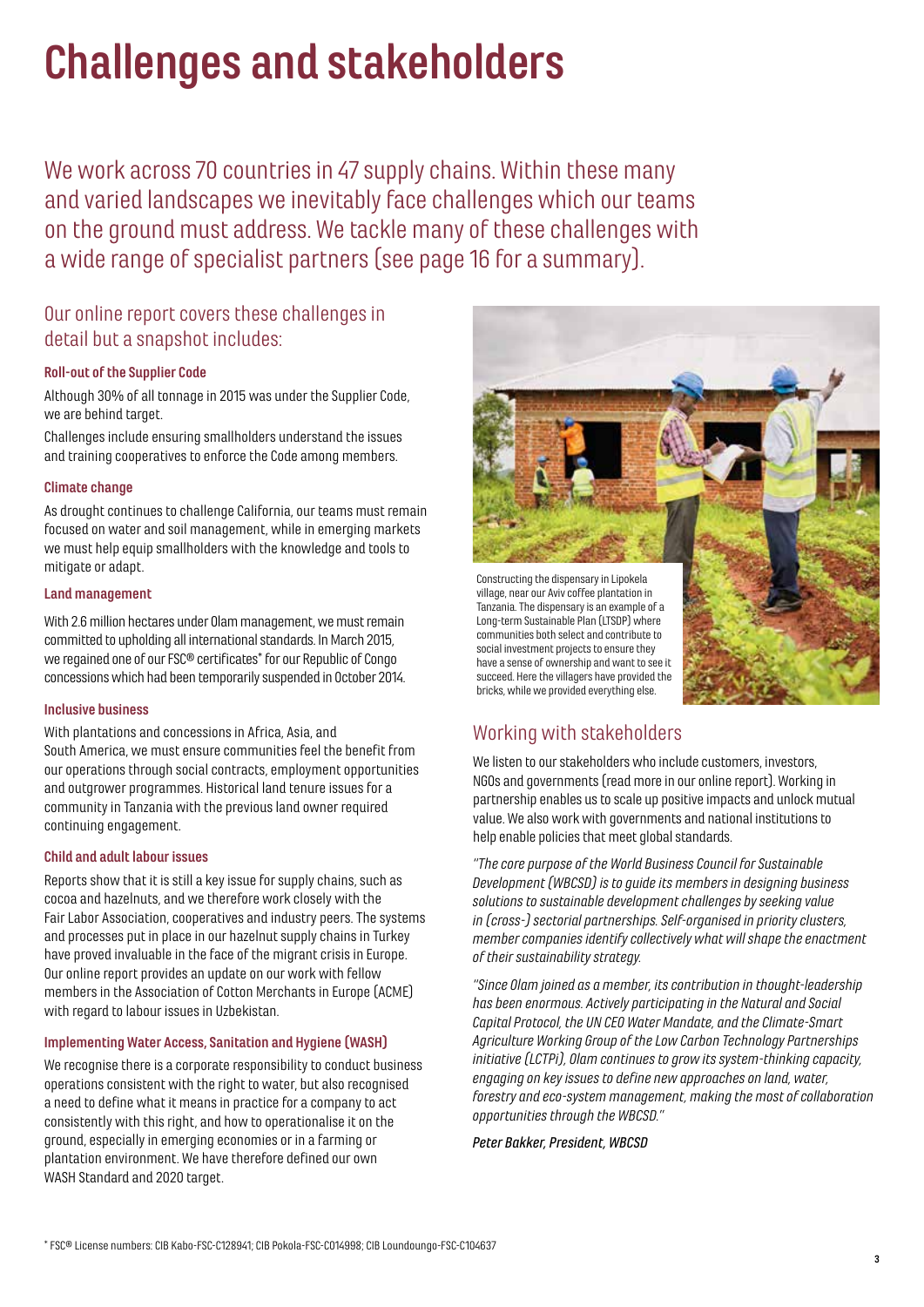# Challenges and stakeholders

We work across 70 countries in 47 supply chains. Within these many and varied landscapes we inevitably face challenges which our teams on the ground must address. We tackle many of these challenges with a wide range of specialist partners (see page 16 for a summary).

## Our online report covers these challenges in detail but a snapshot includes:

### Roll-out of the Supplier Code

Although 30% of all tonnage in 2015 was under the Supplier Code, we are behind target.

Challenges include ensuring smallholders understand the issues and training cooperatives to enforce the Code among members.

### Climate change

As drought continues to challenge California, our teams must remain focused on water and soil management, while in emerging markets we must help equip smallholders with the knowledge and tools to mitigate or adapt.

### Land management

With 2.6 million hectares under Olam management, we must remain committed to upholding all international standards. In March 2015, we regained one of our FSC® certificates* for our Republic of Congo concessions which had been temporarily suspended in October 2014.

### Inclusive business

With plantations and concessions in Africa, Asia, and South America, we must ensure communities feel the benefit from our operations through social contracts, employment opportunities and outgrower programmes. Historical land tenure issues for a community in Tanzania with the previous land owner required continuing engagement.

### Child and adult labour issues

Reports show that it is still a key issue for supply chains, such as cocoa and hazelnuts, and we therefore work closely with the Fair Labor Association, cooperatives and industry peers. The systems and processes put in place in our hazelnut supply chains in Turkey have proved invaluable in the face of the migrant crisis in Europe. Our online report provides an update on our work with fellow members in the Association of Cotton Merchants in Europe (ACME) with regard to labour issues in Uzbekistan.

### Implementing Water Access, Sanitation and Hygiene (WASH)

We recognise there is a corporate responsibility to conduct business operations consistent with the right to water, but also recognised a need to define what it means in practice for a company to act consistently with this right, and how to operationalise it on the ground, especially in emerging economies or in a farming or plantation environment. We have therefore defined our own WASH Standard and 2020 target.

Constructing the dispensary in Lipokela village, near our Aviv coffee plantation in Tanzania. The dispensary is an example of a Long-term Sustainable Plan (LTSDP) where communities both select and contribute to social investment projects to ensure they have a sense of ownership and want to see it succeed. Here the villagers have provided the bricks, while we provided everything else.

## Working with stakeholders

We listen to our stakeholders who include customers, investors, NGOs and governments (read more in our online report). Working in partnership enables us to scale up positive impacts and unlock mutual value. We also work with governments and national institutions to help enable policies that meet global standards.

*"The core purpose of the World Business Council for Sustainable Development (WBCSD) is to guide its members in designing business solutions to sustainable development challenges by seeking value in (cross-) sectorial partnerships. Self-organised in priority clusters, member companies identify collectively what will shape the enactment of their sustainability strategy.*

*"Since Olam joined as a member, its contribution in thought-leadership has been enormous. Actively participating in the Natural and Social Capital Protocol, the UN CEO Water Mandate, and the Climate-Smart Agriculture Working Group of the Low Carbon Technology Partnerships initiative (LCTPi), Olam continues to grow its system-thinking capacity, engaging on key issues to define new approaches on land, water, forestry and eco-system management, making the most of collaboration opportunities through the WBCSD."*

***Peter Bakker, President, WBCSD***

\* FSC® License numbers: CIB Kabo-FSC-C128941; CIB Pokola-FSC-C014998; CIB Loundoungo-FSC-C104637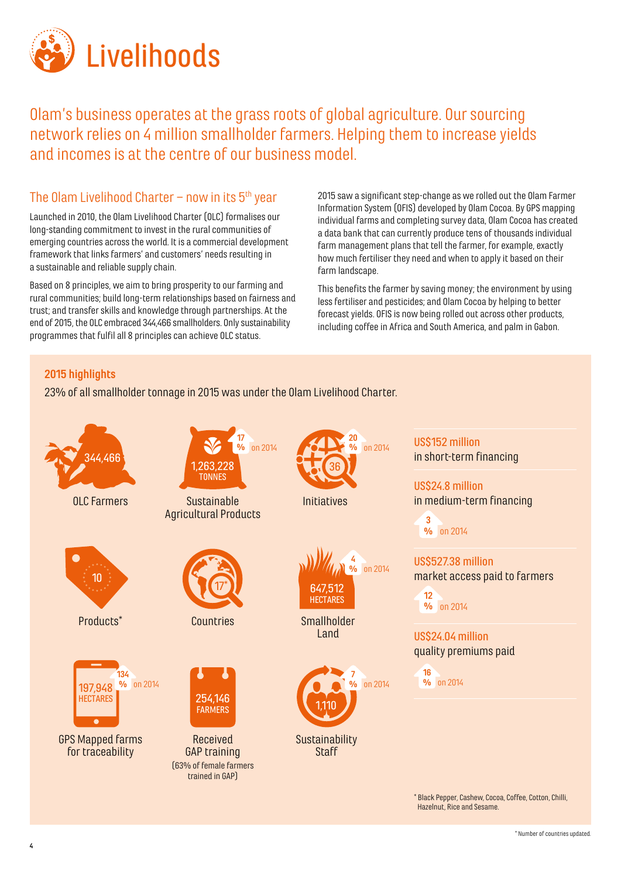# Livelihoods

Olam's business operates at the grass roots of global agriculture. Our sourcing network relies on 4 million smallholder farmers. Helping them to increase yields and incomes is at the centre of our business model.

## The Olam Livelihood Charter – now in its 5th year

Launched in 2010, the Olam Livelihood Charter (OLC) formalises our long-standing commitment to invest in the rural communities of emerging countries across the world. It is a commercial development framework that links farmers' and customers' needs resulting in a sustainable and reliable supply chain.

Based on 8 principles, we aim to bring prosperity to our farming and rural communities; build long-term relationships based on fairness and trust; and transfer skills and knowledge through partnerships. At the end of 2015, the OLC embraced 344,466 smallholders. Only sustainability programmes that fulfil all 8 principles can achieve OLC status.

2015 saw a significant step-change as we rolled out the Olam Farmer Information System (OFIS) developed by Olam Cocoa. By GPS mapping individual farms and completing survey data, Olam Cocoa has created a data bank that can currently produce tens of thousands individual farm management plans that tell the farmer, for example, exactly how much fertiliser they need and when to apply it based on their farm landscape.

This benefits the farmer by saving money; the environment by using less fertiliser and pesticides; and Olam Cocoa by helping to better forecast yields. OFIS is now being rolled out across other products, including coffee in Africa and South America, and palm in Gabon.

### 2015 highlights

23% of all smallholder tonnage in 2015 was under the Olam Livelihood Charter.

- **344,466** OLC Farmers
- **1,263,228 TONNES** Sustainable Agricultural Products (17% on 2014)
- **36** Initiatives (20% on 2014)
- **10** Products*
- **17*** Countries
- **647,512 HECTARES** Smallholder Land (4% on 2014)
- **197,948 HECTARES** GPS Mapped farms for traceability (134% on 2014)
- **254,146 FARMERS** Received GAP training (63% of female farmers trained in GAP)
- **1,110** Sustainability Staff (7% on 2014)
- **US$152 million** in short-term financing
- **US$24.8 million** in medium-term financing (3% on 2014)
- **US$527.38 million** market access paid to farmers (12% on 2014)
- **US$24.04 million** quality premiums paid (16% on 2014)

* Black Pepper, Cashew, Cocoa, Coffee, Cotton, Chilli, Hazelnut, Rice and Sesame.

* Number of countries updated.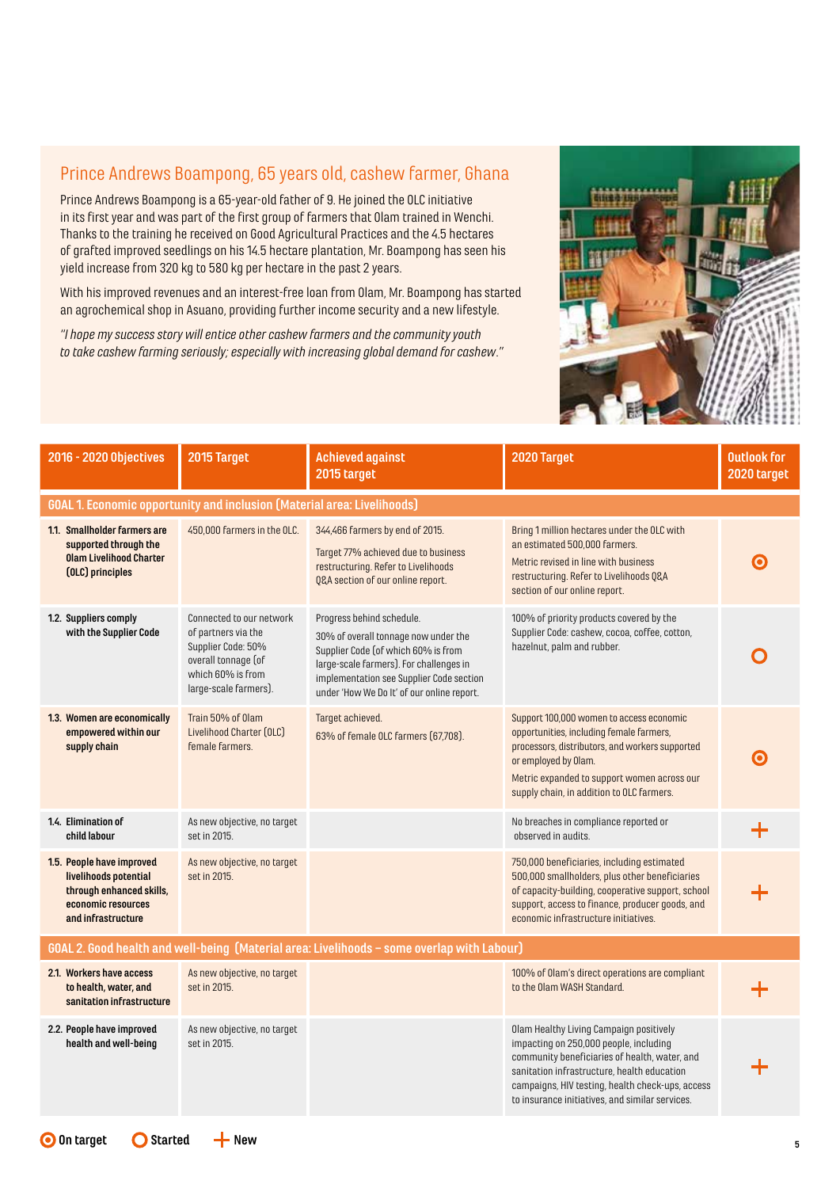## Prince Andrews Boampong, 65 years old, cashew farmer, Ghana

Prince Andrews Boampong is a 65-year-old father of 9. He joined the OLC initiative in its first year and was part of the first group of farmers that Olam trained in Wenchi. Thanks to the training he received on Good Agricultural Practices and the 4.5 hectares of grafted improved seedlings on his 14.5 hectare plantation, Mr. Boampong has seen his yield increase from 320 kg to 580 kg per hectare in the past 2 years.

With his improved revenues and an interest-free loan from Olam, Mr. Boampong has started an agrochemical shop in Asuano, providing further income security and a new lifestyle.

*"I hope my success story will entice other cashew farmers and the community youth to take cashew farming seriously; especially with increasing global demand for cashew."*

| 2016 - 2020 Objectives | 2015 Target | Achieved against 2015 target | 2020 Target | Outlook for 2020 target |
|---|---|---|---|---|
| **GOAL 1. Economic opportunity and inclusion (Material area: Livelihoods)** | | | | |
| **1.1. Smallholder farmers are supported through the Olam Livelihood Charter (OLC) principles** | 450,000 farmers in the OLC. | 344,466 farmers by end of 2015. Target 77% achieved due to business restructuring. Refer to Livelihoods Q&A section of our online report. | Bring 1 million hectares under the OLC with an estimated 500,000 farmers. Metric revised in line with business restructuring. Refer to Livelihoods Q&A section of our online report. | On target |
| **1.2. Suppliers comply with the Supplier Code** | Connected to our network of partners via the Supplier Code: 50% overall tonnage (of which 60% is from large-scale farmers). | Progress behind schedule. 30% of overall tonnage now under the Supplier Code (of which 60% is from large-scale farmers). For challenges in implementation see Supplier Code section under 'How We Do It' of our online report. | 100% of priority products covered by the Supplier Code: cashew, cocoa, coffee, cotton, hazelnut, palm and rubber. | Started |
| **1.3. Women are economically empowered within our supply chain** | Train 50% of Olam Livelihood Charter (OLC) female farmers. | Target achieved. 63% of female OLC farmers (67,708). | Support 100,000 women to access economic opportunities, including female farmers, processors, distributors, and workers supported or employed by Olam. Metric expanded to support women across our supply chain, in addition to OLC farmers. | On target |
| **1.4. Elimination of child labour** | As new objective, no target set in 2015. | | No breaches in compliance reported or observed in audits. | New |
| **1.5. People have improved livelihoods potential through enhanced skills, economic resources and infrastructure** | As new objective, no target set in 2015. | | 750,000 beneficiaries, including estimated 500,000 smallholders, plus other beneficiaries of capacity-building, cooperative support, school support, access to finance, producer goods, and economic infrastructure initiatives. | New |
| **GOAL 2. Good health and well-being (Material area: Livelihoods – some overlap with Labour)** | | | | |
| **2.1. Workers have access to health, water, and sanitation infrastructure** | As new objective, no target set in 2015. | | 100% of Olam's direct operations are compliant to the Olam WASH Standard. | New |
| **2.2. People have improved health and well-being** | As new objective, no target set in 2015. | | Olam Healthy Living Campaign positively impacting on 250,000 people, including community beneficiaries of health, water, and sanitation infrastructure, health education campaigns, HIV testing, health check-ups, access to insurance initiatives, and similar services. | New |

On target | Started | New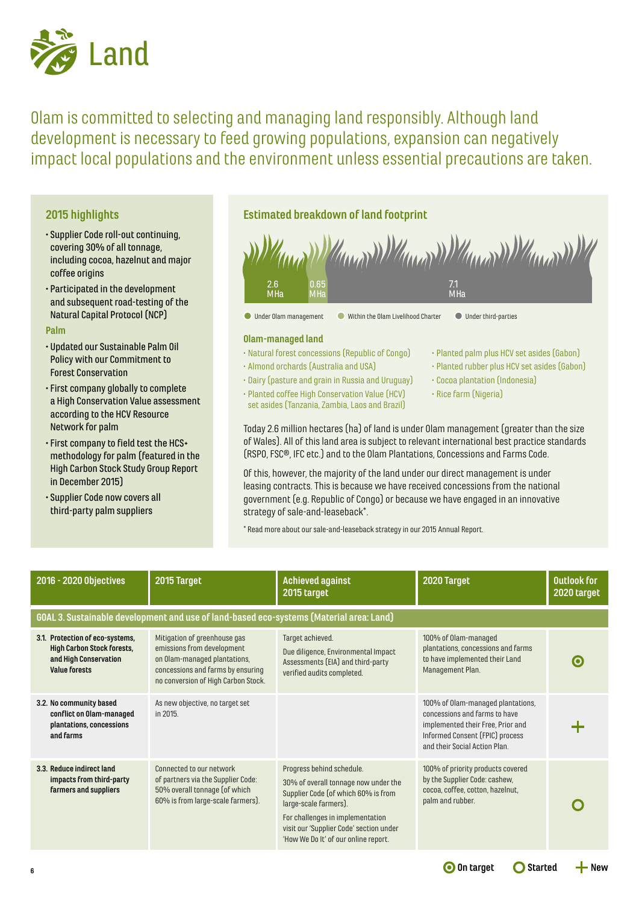# Land

Olam is committed to selecting and managing land responsibly. Although land development is necessary to feed growing populations, expansion can negatively impact local populations and the environment unless essential precautions are taken.

## 2015 highlights

- Supplier Code roll-out continuing, covering 30% of all tonnage, including cocoa, hazelnut and major coffee origins
- Participated in the development and subsequent road-testing of the Natural Capital Protocol (NCP)

**Palm**

- Updated our Sustainable Palm Oil Policy with our Commitment to Forest Conservation
- First company globally to complete a High Conservation Value assessment according to the HCV Resource Network for palm
- First company to field test the HCS+ methodology for palm (featured in the High Carbon Stock Study Group Report in December 2015)
- Supplier Code now covers all third-party palm suppliers

## Estimated breakdown of land footprint

- 2.6 MHa – Under Olam management
- 0.65 MHa – Within the Olam Livelihood Charter
- 7.1 MHa – Under third-parties

### Olam-managed land

- Natural forest concessions (Republic of Congo)
- Almond orchards (Australia and USA)
- Dairy (pasture and grain in Russia and Uruguay)
- Planted coffee High Conservation Value (HCV) set asides (Tanzania, Zambia, Laos and Brazil)
- Planted palm plus HCV set asides (Gabon)
- Planted rubber plus HCV set asides (Gabon)
- Cocoa plantation (Indonesia)
- Rice farm (Nigeria)

Today 2.6 million hectares (ha) of land is under Olam management (greater than the size of Wales). All of this land area is subject to relevant international best practice standards (RSPO, FSC®, IFC etc.) and to the Olam Plantations, Concessions and Farms Code.

Of this, however, the majority of the land under our direct management is under leasing contracts. This is because we have received concessions from the national government (e.g. Republic of Congo) or because we have engaged in an innovative strategy of sale-and-leaseback*.

\* Read more about our sale-and-leaseback strategy in our 2015 Annual Report.

| 2016 - 2020 Objectives | 2015 Target | Achieved against 2015 target | 2020 Target | Outlook for 2020 target |
|---|---|---|---|---|
| **GOAL 3. Sustainable development and use of land-based eco-systems (Material area: Land)** | | | | |
| **3.1. Protection of eco-systems, High Carbon Stock forests, and High Conservation Value forests** | Mitigation of greenhouse gas emissions from development on Olam-managed plantations, concessions and farms by ensuring no conversion of High Carbon Stock. | Target achieved. Due diligence, Environmental Impact Assessments (EIA) and third-party verified audits completed. | 100% of Olam-managed plantations, concessions and farms to have implemented their Land Management Plan. | On target |
| **3.2. No community based conflict on Olam-managed plantations, concessions and farms** | As new objective, no target set in 2015. | | 100% of Olam-managed plantations, concessions and farms to have implemented their Free, Prior and Informed Consent (FPIC) process and their Social Action Plan. | New |
| **3.3. Reduce indirect land impacts from third-party farmers and suppliers** | Connected to our network of partners via the Supplier Code: 50% overall tonnage (of which 60% is from large-scale farmers). | Progress behind schedule. 30% of overall tonnage now under the Supplier Code (of which 60% is from large-scale farmers). For challenges in implementation visit our 'Supplier Code' section under 'How We Do It' of our online report. | 100% of priority products covered by the Supplier Code: cashew, cocoa, coffee, cotton, hazelnut, palm and rubber. | Started |

On target | Started | New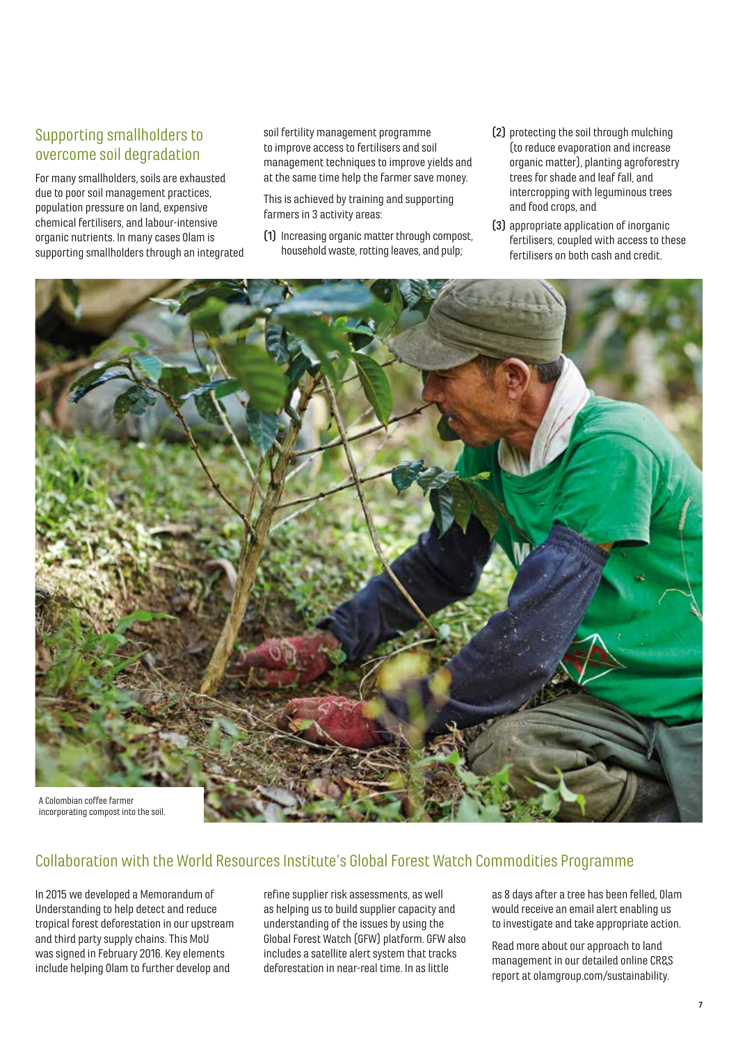## Supporting smallholders to overcome soil degradation

For many smallholders, soils are exhausted due to poor soil management practices, population pressure on land, expensive chemical fertilisers, and labour-intensive organic nutrients. In many cases Olam is supporting smallholders through an integrated soil fertility management programme to improve access to fertilisers and soil management techniques to improve yields and at the same time help the farmer save money.

This is achieved by training and supporting farmers in 3 activity areas:

(1) Increasing organic matter through compost, household waste, rotting leaves, and pulp;

(2) protecting the soil through mulching (to reduce evaporation and increase organic matter), planting agroforestry trees for shade and leaf fall, and intercropping with leguminous trees and food crops, and

(3) appropriate application of inorganic fertilisers, coupled with access to these fertilisers on both cash and credit.

A Colombian coffee farmer incorporating compost into the soil.

## Collaboration with the World Resources Institute's Global Forest Watch Commodities Programme

In 2015 we developed a Memorandum of Understanding to help detect and reduce tropical forest deforestation in our upstream and third party supply chains. This MoU was signed in February 2016. Key elements include helping Olam to further develop and refine supplier risk assessments, as well as helping us to build supplier capacity and understanding of the issues by using the Global Forest Watch (GFW) platform. GFW also includes a satellite alert system that tracks deforestation in near-real time. In as little as 8 days after a tree has been felled, Olam would receive an email alert enabling us to investigate and take appropriate action.

Read more about our approach to land management in our detailed online CR&S report at olamgroup.com/sustainability.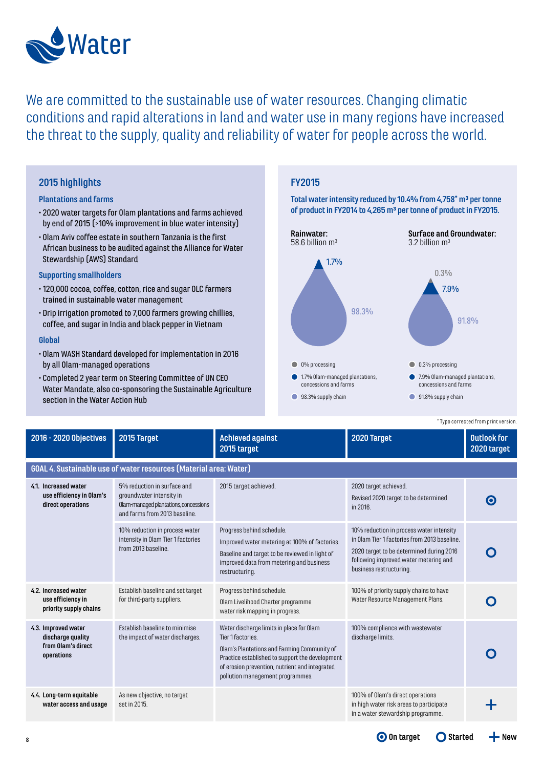# Water

We are committed to the sustainable use of water resources. Changing climatic conditions and rapid alterations in land and water use in many regions have increased the threat to the supply, quality and reliability of water for people across the world.

## 2015 highlights

### Plantations and farms

- 2020 water targets for Olam plantations and farms achieved by end of 2015 (>10% improvement in blue water intensity)
- Olam Aviv coffee estate in southern Tanzania is the first African business to be audited against the Alliance for Water Stewardship (AWS) Standard

### Supporting smallholders

- 120,000 cocoa, coffee, cotton, rice and sugar OLC farmers trained in sustainable water management
- Drip irrigation promoted to 7,000 farmers growing chillies, coffee, and sugar in India and black pepper in Vietnam

### Global

- Olam WASH Standard developed for implementation in 2016 by all Olam-managed operations
- Completed 2 year term on Steering Committee of UN CEO Water Mandate, also co-sponsoring the Sustainable Agriculture section in the Water Action Hub

## FY2015

**Total water intensity reduced by 10.4% from 4,758* m³ per tonne of product in FY2014 to 4,265 m³ per tonne of product in FY2015.**

**Rainwater:** 58.6 billion m³

- 0% processing
- 1.7% Olam-managed plantations, concessions and farms
- 98.3% supply chain

**Surface and Groundwater:** 3.2 billion m³

- 0.3% processing
- 7.9% Olam-managed plantations, concessions and farms
- 91.8% supply chain

\* Typo corrected from print version.

| 2016 - 2020 Objectives | 2015 Target | Achieved against 2015 target | 2020 Target | Outlook for 2020 target |
|---|---|---|---|---|
| **GOAL 4. Sustainable use of water resources (Material area: Water)** | | | | |
| **4.1. Increased water use efficiency in Olam's direct operations** | 5% reduction in surface and groundwater intensity in Olam-managed plantations, concessions and farms from 2013 baseline. | 2015 target achieved. | 2020 target achieved. Revised 2020 target to be determined in 2016. | On target |
| | 10% reduction in process water intensity in Olam Tier 1 factories from 2013 baseline. | Progress behind schedule. Improved water metering at 100% of factories. Baseline and target to be reviewed in light of improved data from metering and business restructuring. | 10% reduction in process water intensity in Olam Tier 1 factories from 2013 baseline. 2020 target to be determined during 2016 following improved water metering and business restructuring. | Started |
| **4.2. Increased water use efficiency in priority supply chains** | Establish baseline and set target for third-party suppliers. | Progress behind schedule. Olam Livelihood Charter programme water risk mapping in progress. | 100% of priority supply chains to have Water Resource Management Plans. | Started |
| **4.3. Improved water discharge quality from Olam's direct operations** | Establish baseline to minimise the impact of water discharges. | Water discharge limits in place for Olam Tier 1 factories. Olam's Plantations and Farming Community of Practice established to support the development of erosion prevention, nutrient and integrated pollution management programmes. | 100% compliance with wastewater discharge limits. | Started |
| **4.4. Long-term equitable water access and usage** | As new objective, no target set in 2015. | | 100% of Olam's direct operations in high water risk areas to participate in a water stewardship programme. | New |

On target | Started | New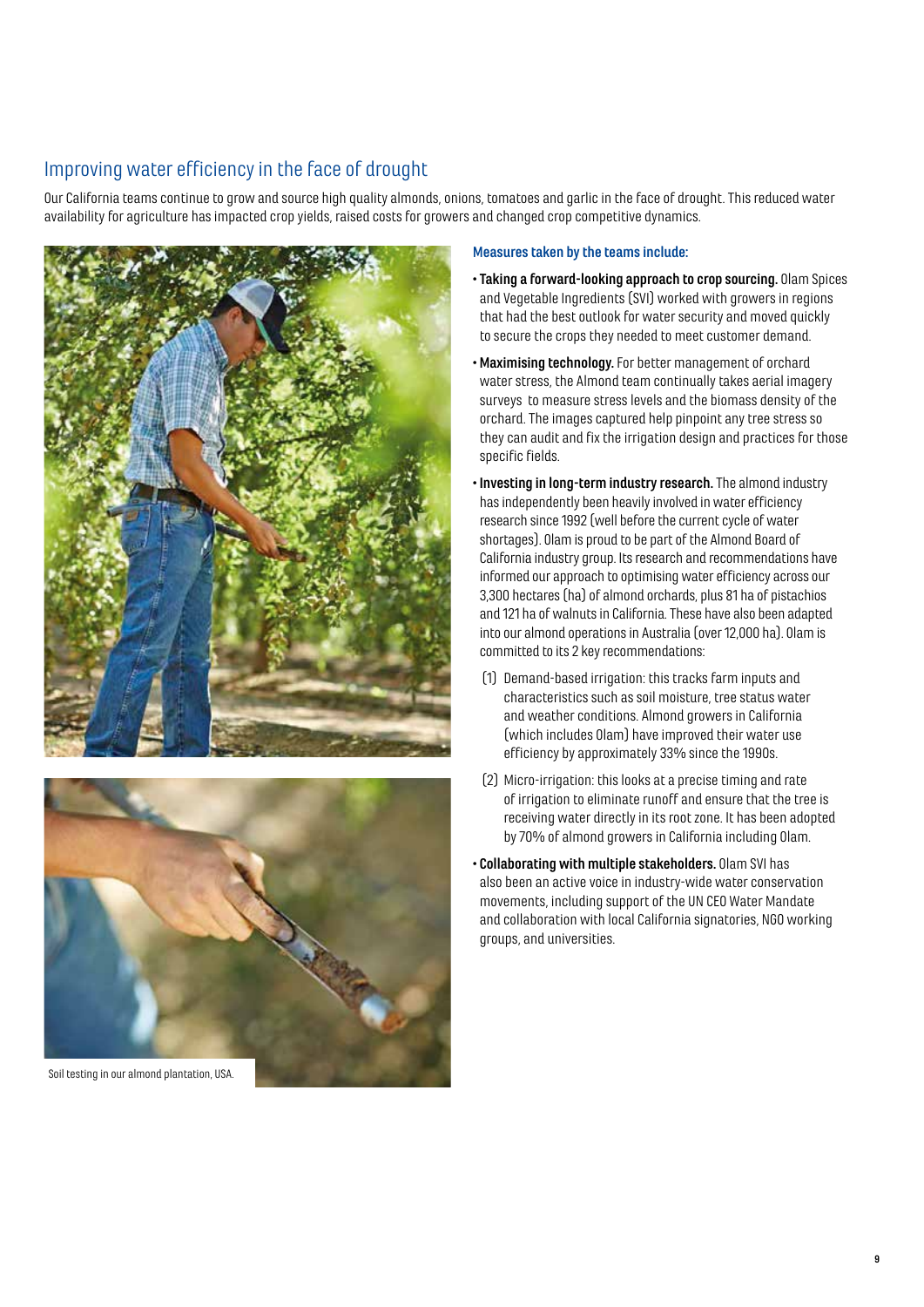## Improving water efficiency in the face of drought

Our California teams continue to grow and source high quality almonds, onions, tomatoes and garlic in the face of drought. This reduced water availability for agriculture has impacted crop yields, raised costs for growers and changed crop competitive dynamics.

Soil testing in our almond plantation, USA.

**Measures taken by the teams include:**

- **Taking a forward-looking approach to crop sourcing.** Olam Spices and Vegetable Ingredients (SVI) worked with growers in regions that had the best outlook for water security and moved quickly to secure the crops they needed to meet customer demand.
- **Maximising technology.** For better management of orchard water stress, the Almond team continually takes aerial imagery surveys to measure stress levels and the biomass density of the orchard. The images captured help pinpoint any tree stress so they can audit and fix the irrigation design and practices for those specific fields.
- **Investing in long-term industry research.** The almond industry has independently been heavily involved in water efficiency research since 1992 (well before the current cycle of water shortages). Olam is proud to be part of the Almond Board of California industry group. Its research and recommendations have informed our approach to optimising water efficiency across our 3,300 hectares (ha) of almond orchards, plus 81 ha of pistachios and 121 ha of walnuts in California. These have also been adapted into our almond operations in Australia (over 12,000 ha). Olam is committed to its 2 key recommendations:

  (1) Demand-based irrigation: this tracks farm inputs and characteristics such as soil moisture, tree status water and weather conditions. Almond growers in California (which includes Olam) have improved their water use efficiency by approximately 33% since the 1990s.

  (2) Micro-irrigation: this looks at a precise timing and rate of irrigation to eliminate runoff and ensure that the tree is receiving water directly in its root zone. It has been adopted by 70% of almond growers in California including Olam.

- **Collaborating with multiple stakeholders.** Olam SVI has also been an active voice in industry-wide water conservation movements, including support of the UN CEO Water Mandate and collaboration with local California signatories, NGO working groups, and universities.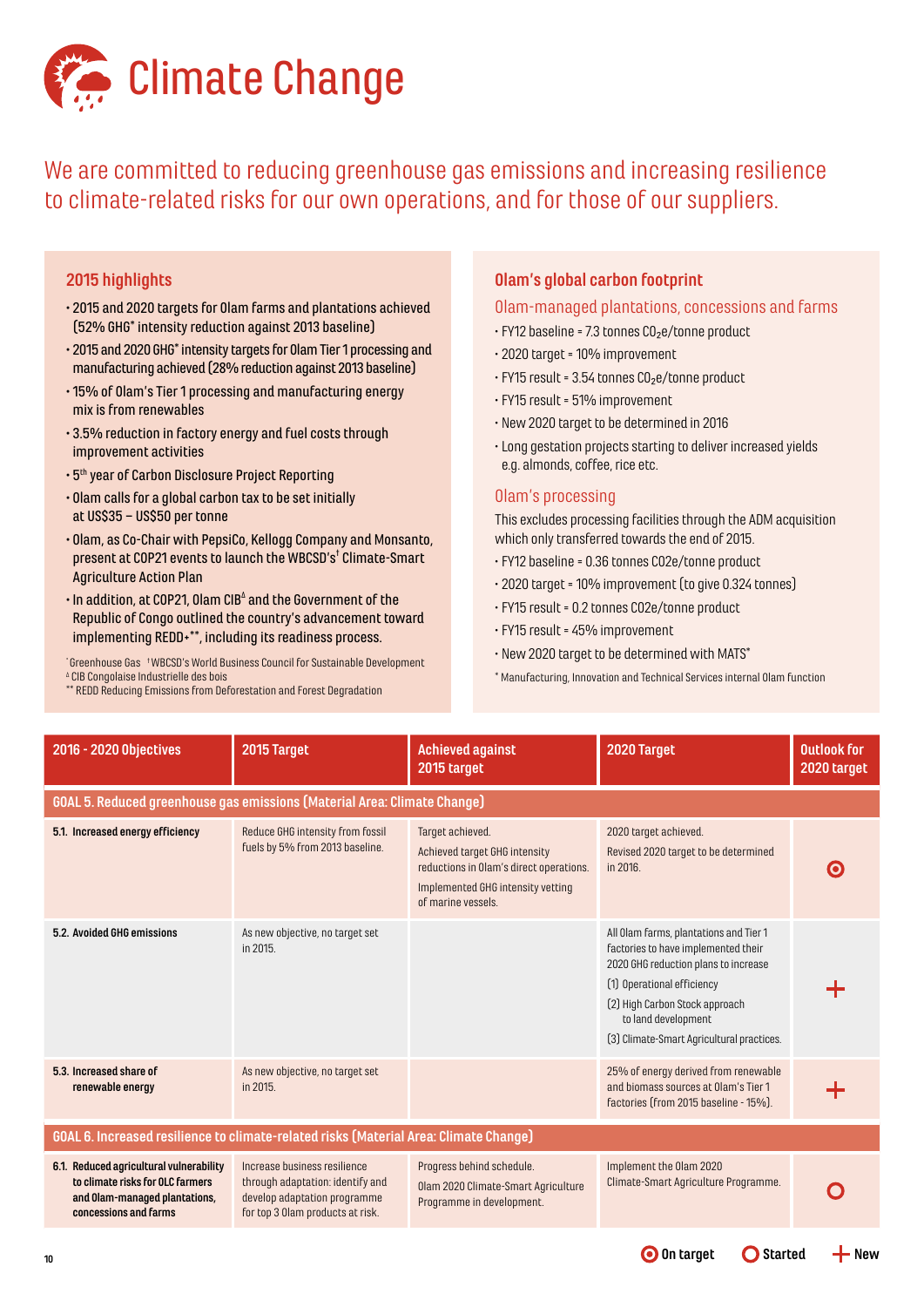# Climate Change

We are committed to reducing greenhouse gas emissions and increasing resilience to climate-related risks for our own operations, and for those of our suppliers.

## 2015 highlights

- 2015 and 2020 targets for Olam farms and plantations achieved (52% GHG* intensity reduction against 2013 baseline)
- 2015 and 2020 GHG* intensity targets for Olam Tier 1 processing and manufacturing achieved (28% reduction against 2013 baseline)
- 15% of Olam's Tier 1 processing and manufacturing energy mix is from renewables
- 3.5% reduction in factory energy and fuel costs through improvement activities
- 5th year of Carbon Disclosure Project Reporting
- Olam calls for a global carbon tax to be set initially at US$35 – US$50 per tonne
- Olam, as Co-Chair with PepsiCo, Kellogg Company and Monsanto, present at COP21 events to launch the WBCSD's† Climate-Smart Agriculture Action Plan
- In addition, at COP21, Olam CIB^Δ and the Government of the Republic of Congo outlined the country's advancement toward implementing REDD+**, including its readiness process.

*Greenhouse Gas †WBCSD's World Business Council for Sustainable Development
^Δ CIB Congolaise Industrielle des bois
** REDD Reducing Emissions from Deforestation and Forest Degradation

## Olam's global carbon footprint

### Olam-managed plantations, concessions and farms

- FY12 baseline = 7.3 tonnes $CO_2e$/tonne product
- 2020 target = 10% improvement
- FY15 result = 3.54 tonnes $CO_2e$/tonne product
- FY15 result = 51% improvement
- New 2020 target to be determined in 2016
- Long gestation projects starting to deliver increased yields e.g. almonds, coffee, rice etc.

### Olam's processing

This excludes processing facilities through the ADM acquisition which only transferred towards the end of 2015.

- FY12 baseline = 0.36 tonnes CO2e/tonne product
- 2020 target = 10% improvement (to give 0.324 tonnes)
- FY15 result = 0.2 tonnes CO2e/tonne product
- FY15 result = 45% improvement
- New 2020 target to be determined with MATS*

* Manufacturing, Innovation and Technical Services internal Olam function

| 2016 - 2020 Objectives | 2015 Target | Achieved against 2015 target | 2020 Target | Outlook for 2020 target |
|---|---|---|---|---|
| **GOAL 5. Reduced greenhouse gas emissions (Material Area: Climate Change)** | | | | |
| **5.1. Increased energy efficiency** | Reduce GHG intensity from fossil fuels by 5% from 2013 baseline. | Target achieved. Achieved target GHG intensity reductions in Olam's direct operations. Implemented GHG intensity vetting of marine vessels. | 2020 target achieved. Revised 2020 target to be determined in 2016. | On target |
| **5.2. Avoided GHG emissions** | As new objective, no target set in 2015. | | All Olam farms, plantations and Tier 1 factories to have implemented their 2020 GHG reduction plans to increase (1) Operational efficiency (2) High Carbon Stock approach to land development (3) Climate-Smart Agricultural practices. | New |
| **5.3. Increased share of renewable energy** | As new objective, no target set in 2015. | | 25% of energy derived from renewable and biomass sources at Olam's Tier 1 factories (from 2015 baseline - 15%). | New |
| **GOAL 6. Increased resilience to climate-related risks (Material Area: Climate Change)** | | | | |
| **6.1. Reduced agricultural vulnerability to climate risks for OLC farmers and Olam-managed plantations, concessions and farms** | Increase business resilience through adaptation: identify and develop adaptation programme for top 3 Olam products at risk. | Progress behind schedule. Olam 2020 Climate-Smart Agriculture Programme in development. | Implement the Olam 2020 Climate-Smart Agriculture Programme. | Started |

Legend: On target · Started · New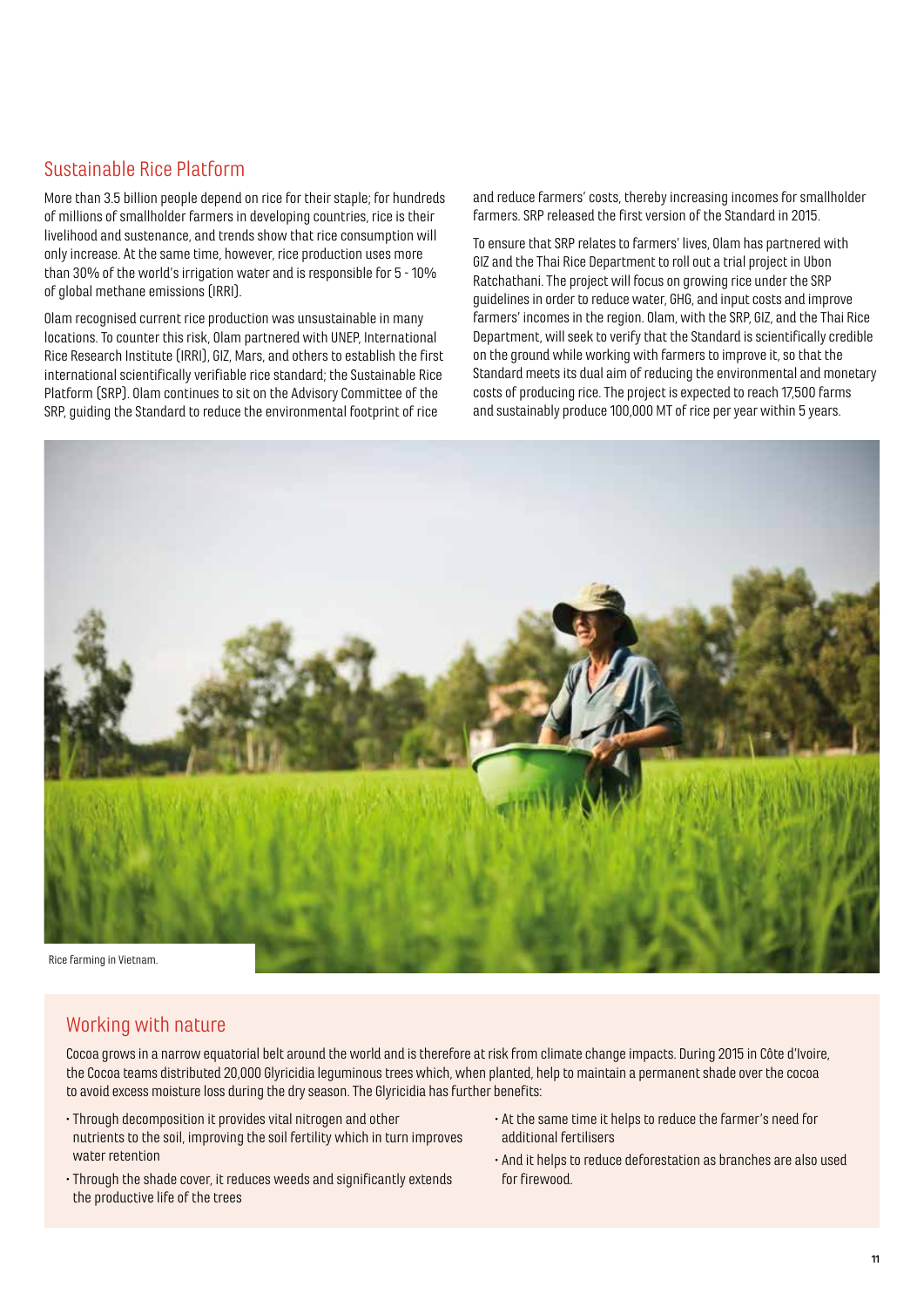## Sustainable Rice Platform

More than 3.5 billion people depend on rice for their staple; for hundreds of millions of smallholder farmers in developing countries, rice is their livelihood and sustenance, and trends show that rice consumption will only increase. At the same time, however, rice production uses more than 30% of the world's irrigation water and is responsible for 5 - 10% of global methane emissions (IRRI).

Olam recognised current rice production was unsustainable in many locations. To counter this risk, Olam partnered with UNEP, International Rice Research Institute (IRRI), GIZ, Mars, and others to establish the first international scientifically verifiable rice standard; the Sustainable Rice Platform (SRP). Olam continues to sit on the Advisory Committee of the SRP, guiding the Standard to reduce the environmental footprint of rice and reduce farmers' costs, thereby increasing incomes for smallholder farmers. SRP released the first version of the Standard in 2015.

To ensure that SRP relates to farmers' lives, Olam has partnered with GIZ and the Thai Rice Department to roll out a trial project in Ubon Ratchathani. The project will focus on growing rice under the SRP guidelines in order to reduce water, GHG, and input costs and improve farmers' incomes in the region. Olam, with the SRP, GIZ, and the Thai Rice Department, will seek to verify that the Standard is scientifically credible on the ground while working with farmers to improve it, so that the Standard meets its dual aim of reducing the environmental and monetary costs of producing rice. The project is expected to reach 17,500 farms and sustainably produce 100,000 MT of rice per year within 5 years.

Rice farming in Vietnam.

## Working with nature

Cocoa grows in a narrow equatorial belt around the world and is therefore at risk from climate change impacts. During 2015 in Côte d'Ivoire, the Cocoa teams distributed 20,000 Glyricidia leguminous trees which, when planted, help to maintain a permanent shade over the cocoa to avoid excess moisture loss during the dry season. The Glyricidia has further benefits:

- Through decomposition it provides vital nitrogen and other nutrients to the soil, improving the soil fertility which in turn improves water retention
- Through the shade cover, it reduces weeds and significantly extends the productive life of the trees
- At the same time it helps to reduce the farmer's need for additional fertilisers
- And it helps to reduce deforestation as branches are also used for firewood.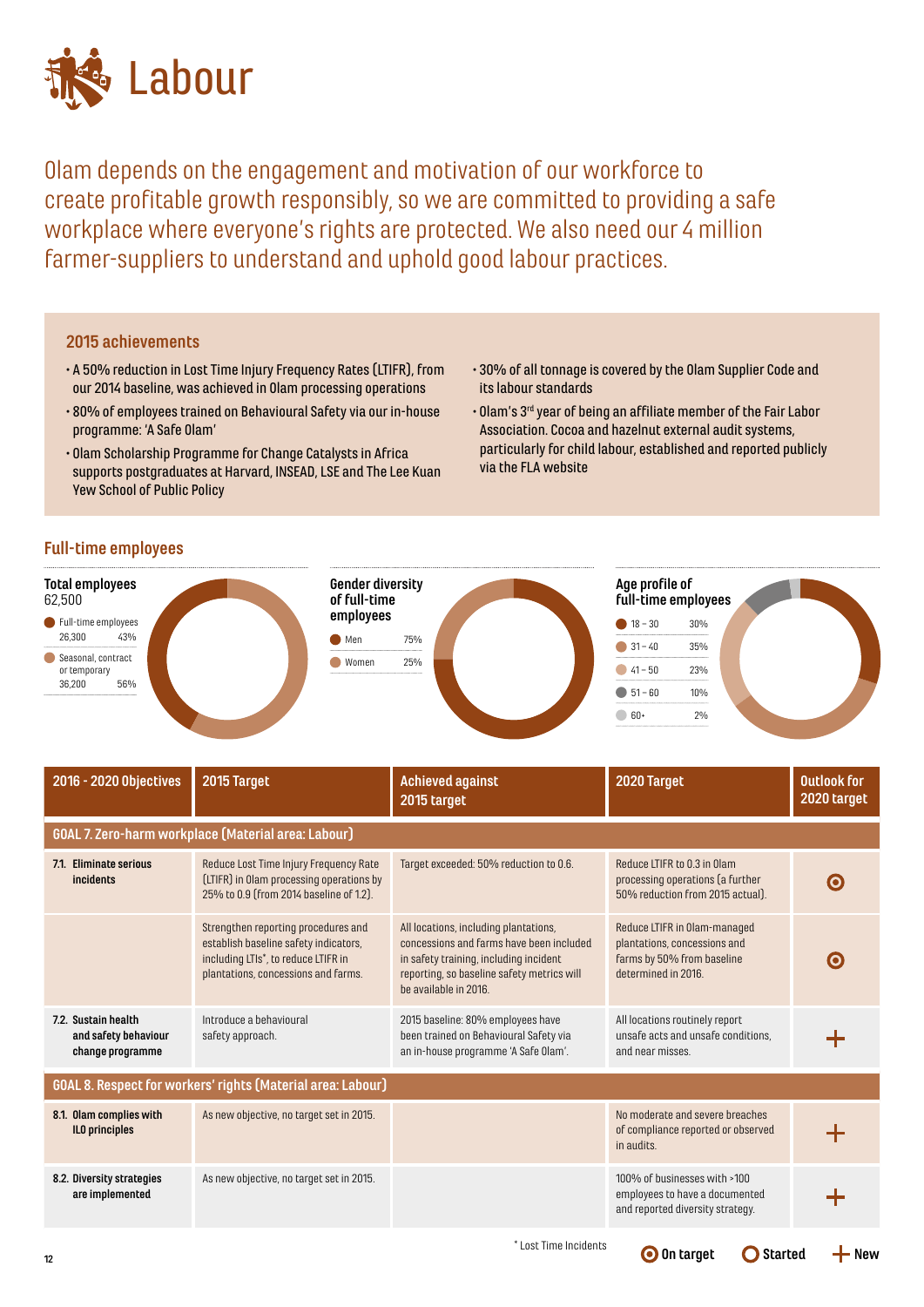# Labour

Olam depends on the engagement and motivation of our workforce to create profitable growth responsibly, so we are committed to providing a safe workplace where everyone's rights are protected. We also need our 4 million farmer-suppliers to understand and uphold good labour practices.

## 2015 achievements

- A 50% reduction in Lost Time Injury Frequency Rates (LTIFR), from our 2014 baseline, was achieved in Olam processing operations
- 80% of employees trained on Behavioural Safety via our in-house programme: 'A Safe Olam'
- Olam Scholarship Programme for Change Catalysts in Africa supports postgraduates at Harvard, INSEAD, LSE and The Lee Kuan Yew School of Public Policy
- 30% of all tonnage is covered by the Olam Supplier Code and its labour standards
- Olam's 3rd year of being an affiliate member of the Fair Labor Association. Cocoa and hazelnut external audit systems, particularly for child labour, established and reported publicly via the FLA website

## Full-time employees

**Total employees**
62,500

| Category | Number | % |
|---|---|---|
| Full-time employees | 26,300 | 43% |
| Seasonal, contract or temporary | 36,200 | 56% |

**Gender diversity of full-time employees**

| Gender | % |
|---|---|
| Men | 75% |
| Women | 25% |

**Age profile of full-time employees**

| Age | % |
|---|---|
| 18 – 30 | 30% |
| 31 – 40 | 35% |
| 41 – 50 | 23% |
| 51 – 60 | 10% |
| 60+ | 2% |

| 2016 - 2020 Objectives | 2015 Target | Achieved against 2015 target | 2020 Target | Outlook for 2020 target |
|---|---|---|---|---|
| **GOAL 7. Zero-harm workplace (Material area: Labour)** | | | | |
| **7.1. Eliminate serious incidents** | Reduce Lost Time Injury Frequency Rate (LTIFR) in Olam processing operations by 25% to 0.9 (from 2014 baseline of 1.2). | Target exceeded: 50% reduction to 0.6. | Reduce LTIFR to 0.3 in Olam processing operations (a further 50% reduction from 2015 actual). | On target |
| | Strengthen reporting procedures and establish baseline safety indicators, including LTIs*, to reduce LTIFR in plantations, concessions and farms. | All locations, including plantations, concessions and farms have been included in safety training, including incident reporting, so baseline safety metrics will be available in 2016. | Reduce LTIFR in Olam-managed plantations, concessions and farms by 50% from baseline determined in 2016. | On target |
| **7.2. Sustain health and safety behaviour change programme** | Introduce a behavioural safety approach. | 2015 baseline: 80% employees have been trained on Behavioural Safety via an in-house programme 'A Safe Olam'. | All locations routinely report unsafe acts and unsafe conditions, and near misses. | New |
| **GOAL 8. Respect for workers' rights (Material area: Labour)** | | | | |
| **8.1. Olam complies with ILO principles** | As new objective, no target set in 2015. | | No moderate and severe breaches of compliance reported or observed in audits. | New |
| **8.2. Diversity strategies are implemented** | As new objective, no target set in 2015. | | 100% of businesses with >100 employees to have a documented and reported diversity strategy. | New |

\* Lost Time Incidents

On target | Started | New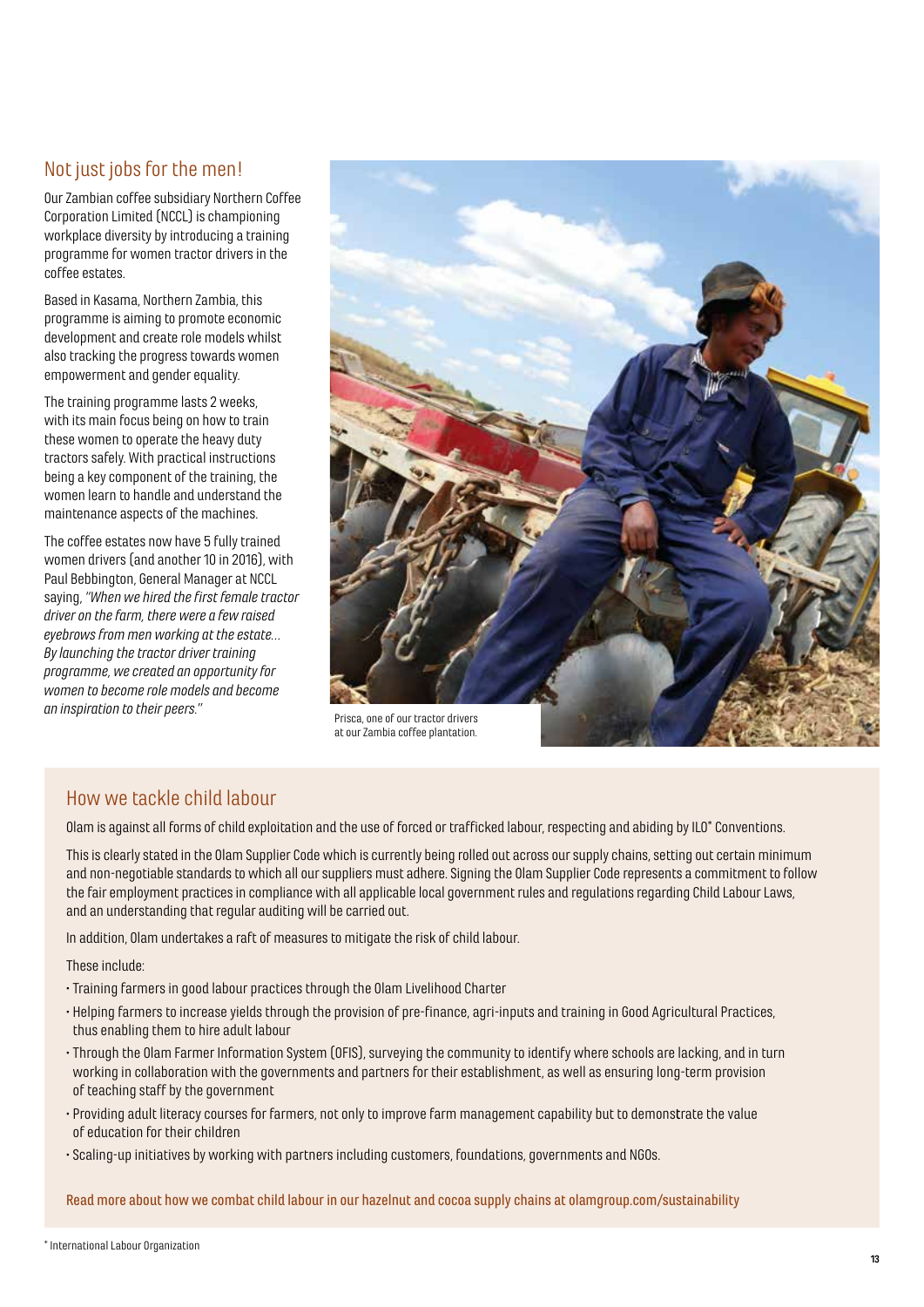## Not just jobs for the men!

Our Zambian coffee subsidiary Northern Coffee Corporation Limited (NCCL) is championing workplace diversity by introducing a training programme for women tractor drivers in the coffee estates.

Based in Kasama, Northern Zambia, this programme is aiming to promote economic development and create role models whilst also tracking the progress towards women empowerment and gender equality.

The training programme lasts 2 weeks, with its main focus being on how to train these women to operate the heavy duty tractors safely. With practical instructions being a key component of the training, the women learn to handle and understand the maintenance aspects of the machines.

The coffee estates now have 5 fully trained women drivers (and another 10 in 2016), with Paul Bebbington, General Manager at NCCL saying, *"When we hired the first female tractor driver on the farm, there were a few raised eyebrows from men working at the estate... By launching the tractor driver training programme, we created an opportunity for women to become role models and become an inspiration to their peers."*

Prisca, one of our tractor drivers at our Zambia coffee plantation.

## How we tackle child labour

Olam is against all forms of child exploitation and the use of forced or trafficked labour, respecting and abiding by ILO* Conventions.

This is clearly stated in the Olam Supplier Code which is currently being rolled out across our supply chains, setting out certain minimum and non-negotiable standards to which all our suppliers must adhere. Signing the Olam Supplier Code represents a commitment to follow the fair employment practices in compliance with all applicable local government rules and regulations regarding Child Labour Laws, and an understanding that regular auditing will be carried out.

In addition, Olam undertakes a raft of measures to mitigate the risk of child labour.

These include:

- Training farmers in good labour practices through the Olam Livelihood Charter
- Helping farmers to increase yields through the provision of pre-finance, agri-inputs and training in Good Agricultural Practices, thus enabling them to hire adult labour
- Through the Olam Farmer Information System (OFIS), surveying the community to identify where schools are lacking, and in turn working in collaboration with the governments and partners for their establishment, as well as ensuring long-term provision of teaching staff by the government
- Providing adult literacy courses for farmers, not only to improve farm management capability but to demonstrate the value of education for their children
- Scaling-up initiatives by working with partners including customers, foundations, governments and NGOs.

Read more about how we combat child labour in our hazelnut and cocoa supply chains at olamgroup.com/sustainability

* International Labour Organization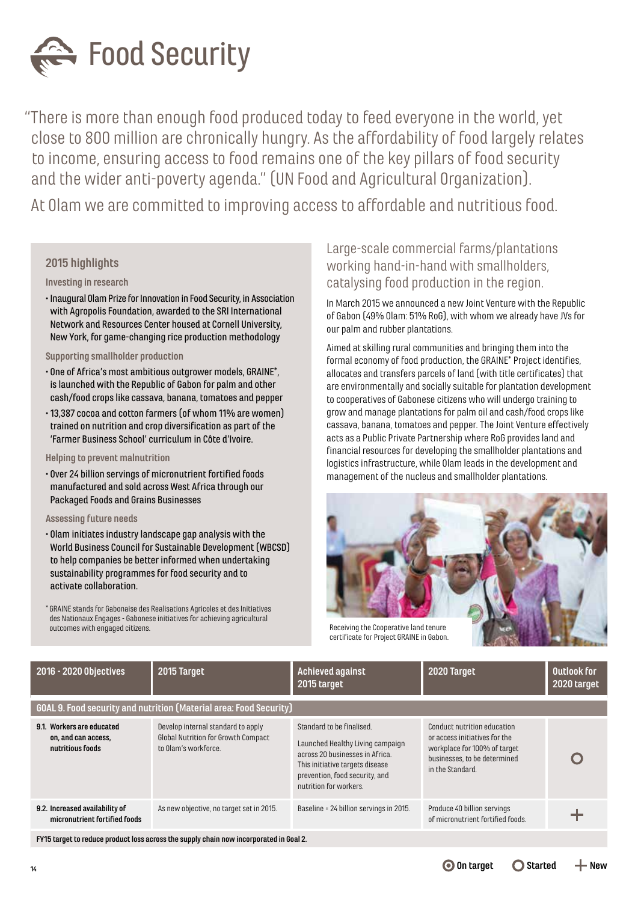# Food Security

"There is more than enough food produced today to feed everyone in the world, yet close to 800 million are chronically hungry. As the affordability of food largely relates to income, ensuring access to food remains one of the key pillars of food security and the wider anti-poverty agenda." (UN Food and Agricultural Organization).

At Olam we are committed to improving access to affordable and nutritious food.

### 2015 highlights

**Investing in research**

- Inaugural Olam Prize for Innovation in Food Security, in Association with Agropolis Foundation, awarded to the SRI International Network and Resources Center housed at Cornell University, New York, for game-changing rice production methodology

**Supporting smallholder production**

- One of Africa's most ambitious outgrower models, GRAINE*, is launched with the Republic of Gabon for palm and other cash/food crops like cassava, banana, tomatoes and pepper
- 13,387 cocoa and cotton farmers (of whom 11% are women) trained on nutrition and crop diversification as part of the 'Farmer Business School' curriculum in Côte d'Ivoire.

**Helping to prevent malnutrition**

- Over 24 billion servings of micronutrient fortified foods manufactured and sold across West Africa through our Packaged Foods and Grains Businesses

**Assessing future needs**

- Olam initiates industry landscape gap analysis with the World Business Council for Sustainable Development (WBCSD) to help companies be better informed when undertaking sustainability programmes for food security and to activate collaboration.

* GRAINE stands for Gabonaise des Realisations Agricoles et des Initiatives des Nationaux Engages - Gabonese initiatives for achieving agricultural outcomes with engaged citizens.

## Large-scale commercial farms/plantations working hand-in-hand with smallholders, catalysing food production in the region.

In March 2015 we announced a new Joint Venture with the Republic of Gabon (49% Olam: 51% RoG), with whom we already have JVs for our palm and rubber plantations.

Aimed at skilling rural communities and bringing them into the formal economy of food production, the GRAINE* Project identifies, allocates and transfers parcels of land (with title certificates) that are environmentally and socially suitable for plantation development to cooperatives of Gabonese citizens who will undergo training to grow and manage plantations for palm oil and cash/food crops like cassava, banana, tomatoes and pepper. The Joint Venture effectively acts as a Public Private Partnership where RoG provides land and financial resources for developing the smallholder plantations and logistics infrastructure, while Olam leads in the development and management of the nucleus and smallholder plantations.

Receiving the Cooperative land tenure certificate for Project GRAINE in Gabon.

| 2016 - 2020 Objectives | 2015 Target | Achieved against 2015 target | 2020 Target | Outlook for 2020 target |
|---|---|---|---|---|
| **GOAL 9. Food security and nutrition (Material area: Food Security)** | | | | |
| **9.1. Workers are educated on, and can access, nutritious foods** | Develop internal standard to apply Global Nutrition for Growth Compact to Olam's workforce. | Standard to be finalised.<br>Launched Healthy Living campaign across 20 businesses in Africa. This initiative targets disease prevention, food security, and nutrition for workers. | Conduct nutrition education or access initiatives for the workplace for 100% of target businesses, to be determined in the Standard. | Started |
| **9.2. Increased availability of micronutrient fortified foods** | As new objective, no target set in 2015. | Baseline = 24 billion servings in 2015. | Produce 40 billion servings of micronutrient fortified foods. | New |

**FY15 target to reduce product loss across the supply chain now incorporated in Goal 2.**

On target &nbsp;&nbsp; Started &nbsp;&nbsp; New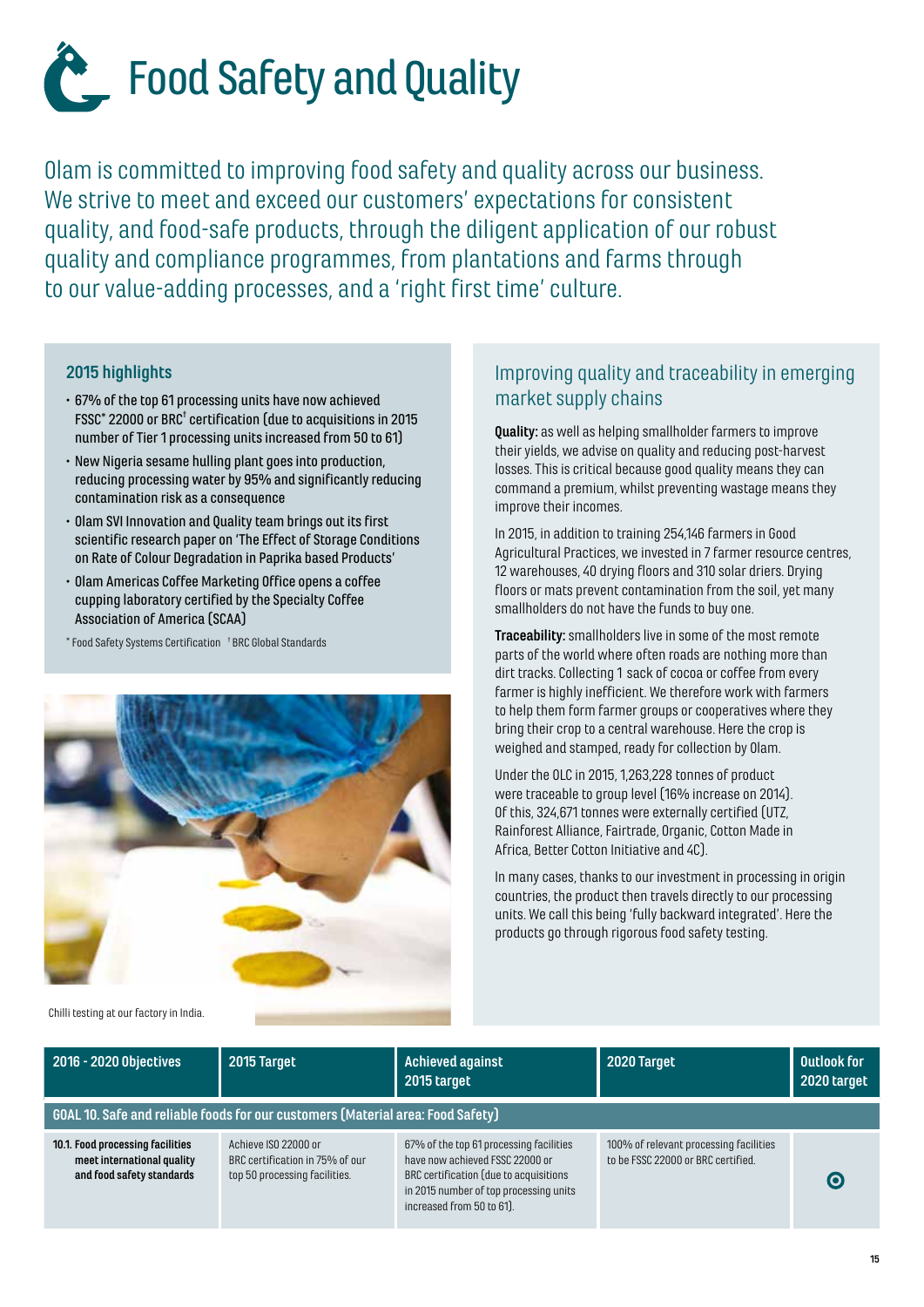# Food Safety and Quality

Olam is committed to improving food safety and quality across our business. We strive to meet and exceed our customers' expectations for consistent quality, and food-safe products, through the diligent application of our robust quality and compliance programmes, from plantations and farms through to our value-adding processes, and a 'right first time' culture.

### 2015 highlights

- 67% of the top 61 processing units have now achieved FSSC* 22000 or BRC† certification (due to acquisitions in 2015 number of Tier 1 processing units increased from 50 to 61)
- New Nigeria sesame hulling plant goes into production, reducing processing water by 95% and significantly reducing contamination risk as a consequence
- Olam SVI Innovation and Quality team brings out its first scientific research paper on 'The Effect of Storage Conditions on Rate of Colour Degradation in Paprika based Products'
- Olam Americas Coffee Marketing Office opens a coffee cupping laboratory certified by the Specialty Coffee Association of America (SCAA)

* Food Safety Systems Certification † BRC Global Standards

Chilli testing at our factory in India.

## Improving quality and traceability in emerging market supply chains

**Quality:** as well as helping smallholder farmers to improve their yields, we advise on quality and reducing post-harvest losses. This is critical because good quality means they can command a premium, whilst preventing wastage means they improve their incomes.

In 2015, in addition to training 254,146 farmers in Good Agricultural Practices, we invested in 7 farmer resource centres, 12 warehouses, 40 drying floors and 310 solar driers. Drying floors or mats prevent contamination from the soil, yet many smallholders do not have the funds to buy one.

**Traceability:** smallholders live in some of the most remote parts of the world where often roads are nothing more than dirt tracks. Collecting 1 sack of cocoa or coffee from every farmer is highly inefficient. We therefore work with farmers to help them form farmer groups or cooperatives where they bring their crop to a central warehouse. Here the crop is weighed and stamped, ready for collection by Olam.

Under the OLC in 2015, 1,263,228 tonnes of product were traceable to group level (16% increase on 2014). Of this, 324,671 tonnes were externally certified (UTZ, Rainforest Alliance, Fairtrade, Organic, Cotton Made in Africa, Better Cotton Initiative and 4C).

In many cases, thanks to our investment in processing in origin countries, the product then travels directly to our processing units. We call this being 'fully backward integrated'. Here the products go through rigorous food safety testing.

| 2016 - 2020 Objectives | 2015 Target | Achieved against 2015 target | 2020 Target | Outlook for 2020 target |
|---|---|---|---|---|
| **GOAL 10. Safe and reliable foods for our customers (Material area: Food Safety)** | | | | |
| **10.1. Food processing facilities meet international quality and food safety standards** | Achieve ISO 22000 or BRC certification in 75% of our top 50 processing facilities. | 67% of the top 61 processing facilities have now achieved FSSC 22000 or BRC certification (due to acquisitions in 2015 number of top processing units increased from 50 to 61). | 100% of relevant processing facilities to be FSSC 22000 or BRC certified. | ⊙ |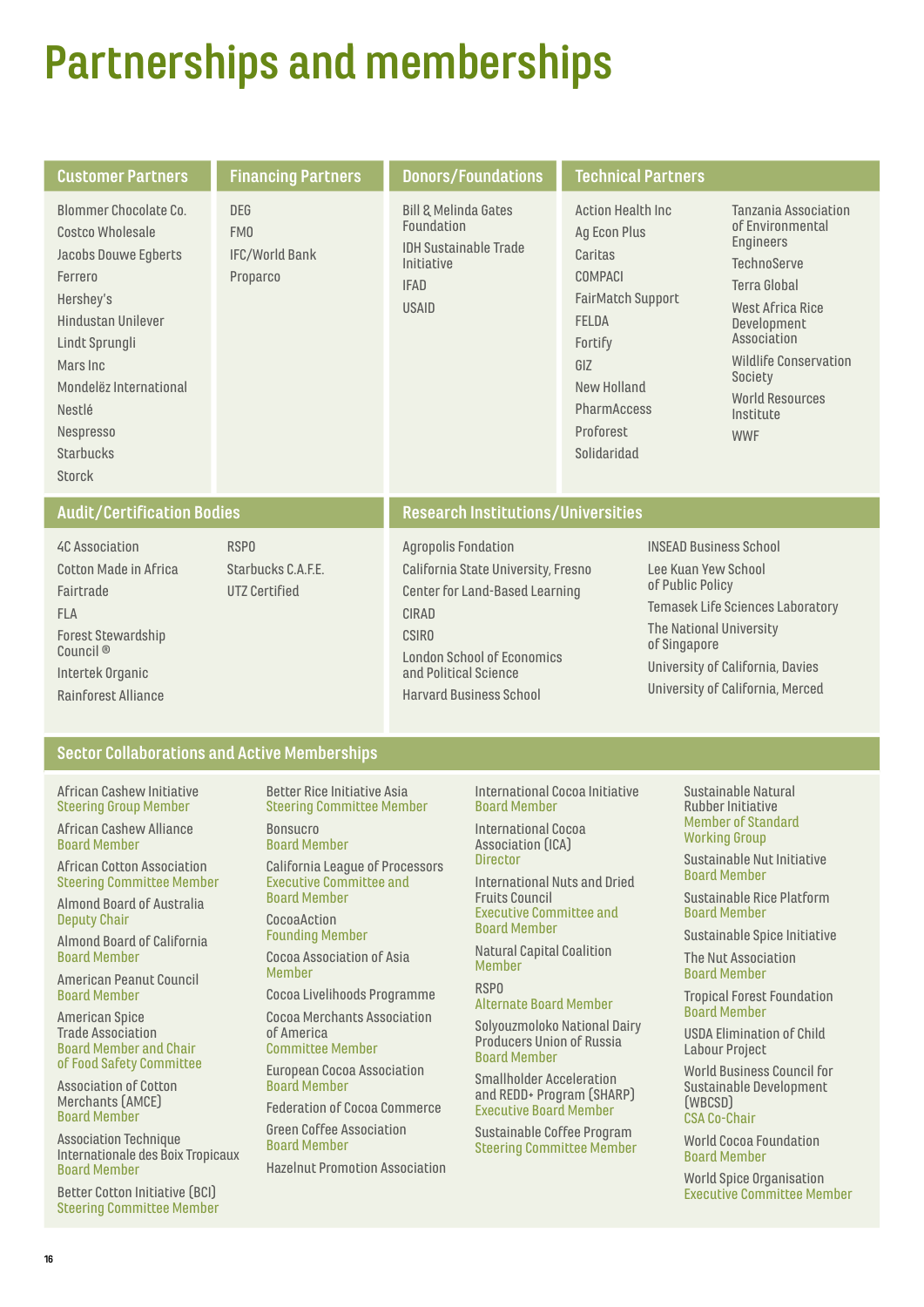# Partnerships and memberships

## Customer Partners

- Blommer Chocolate Co.
- Costco Wholesale
- Jacobs Douwe Egberts
- Ferrero
- Hershey's
- Hindustan Unilever
- Lindt Sprungli
- Mars Inc
- Mondelēz International
- Nestlé
- Nespresso
- Starbucks
- Storck

## Financing Partners

- DEG
- FMO
- IFC/World Bank
- Proparco

## Donors/Foundations

- Bill & Melinda Gates Foundation
- IDH Sustainable Trade Initiative
- IFAD
- USAID

## Technical Partners

- Action Health Inc
- Ag Econ Plus
- Caritas
- COMPACI
- FairMatch Support
- FELDA
- Fortify
- GIZ
- New Holland
- PharmAccess
- Proforest
- Solidaridad
- Tanzania Association of Environmental Engineers
- TechnoServe
- Terra Global
- West Africa Rice Development Association
- Wildlife Conservation Society
- World Resources Institute
- WWF

## Audit/Certification Bodies

- 4C Association
- Cotton Made in Africa
- Fairtrade
- FLA
- Forest Stewardship Council ®
- Intertek Organic
- Rainforest Alliance
- RSPO
- Starbucks C.A.F.E.
- UTZ Certified

## Research Institutions/Universities

- Agropolis Fondation
- California State University, Fresno
- Center for Land-Based Learning
- CIRAD
- CSIRO
- London School of Economics and Political Science
- Harvard Business School
- INSEAD Business School
- Lee Kuan Yew School of Public Policy
- Temasek Life Sciences Laboratory
- The National University of Singapore
- University of California, Davies
- University of California, Merced

## Sector Collaborations and Active Memberships

- African Cashew Initiative – Steering Group Member
- African Cashew Alliance – Board Member
- African Cotton Association – Steering Committee Member
- Almond Board of Australia – Deputy Chair
- Almond Board of California – Board Member
- American Peanut Council – Board Member
- American Spice Trade Association – Board Member and Chair of Food Safety Committee
- Association of Cotton Merchants (AMCE) – Board Member
- Association Technique Internationale des Boix Tropicaux – Board Member
- Better Cotton Initiative (BCI) – Steering Committee Member
- Better Rice Initiative Asia – Steering Committee Member
- Bonsucro – Board Member
- California League of Processors – Executive Committee and Board Member
- CocoaAction – Founding Member
- Cocoa Association of Asia – Member
- Cocoa Livelihoods Programme
- Cocoa Merchants Association of America – Committee Member
- European Cocoa Association – Board Member
- Federation of Cocoa Commerce
- Green Coffee Association – Board Member
- Hazelnut Promotion Association
- International Cocoa Initiative – Board Member
- International Cocoa Association (ICA) – Director
- International Nuts and Dried Fruits Council – Executive Committee and Board Member
- Natural Capital Coalition – Member
- RSPO – Alternate Board Member
- Solyouzmoloko National Dairy Producers Union of Russia – Board Member
- Smallholder Acceleration and REDD+ Program (SHARP) – Executive Board Member
- Sustainable Coffee Program – Steering Committee Member
- Sustainable Natural Rubber Initiative – Member of Standard Working Group
- Sustainable Nut Initiative – Board Member
- Sustainable Rice Platform – Board Member
- Sustainable Spice Initiative
- The Nut Association – Board Member
- Tropical Forest Foundation – Board Member
- USDA Elimination of Child Labour Project
- World Business Council for Sustainable Development (WBCSD) – CSA Co-Chair
- World Cocoa Foundation – Board Member
- World Spice Organisation – Executive Committee Member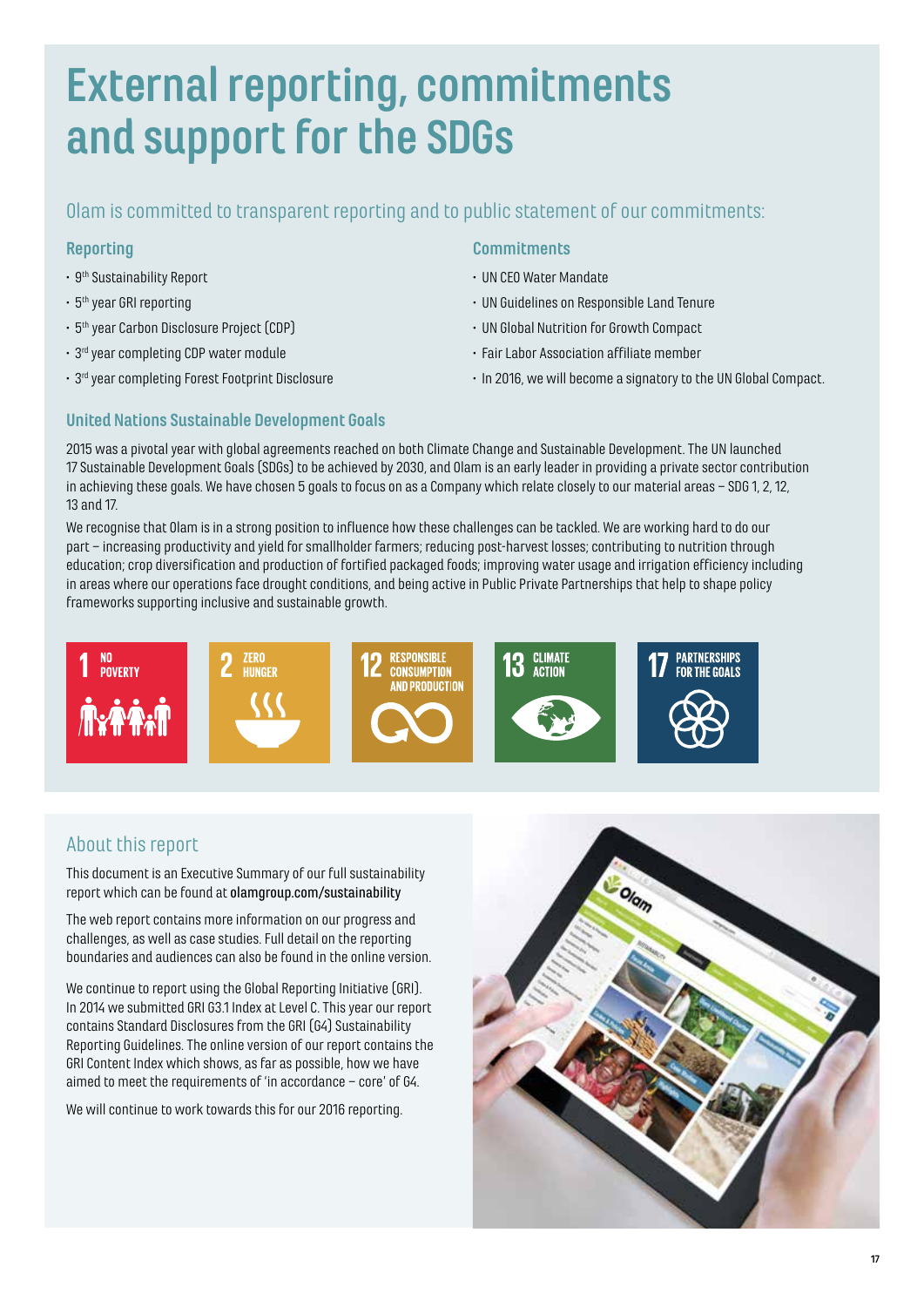# External reporting, commitments and support for the SDGs

## Olam is committed to transparent reporting and to public statement of our commitments:

### Reporting

- 9th Sustainability Report
- 5th year GRI reporting
- 5th year Carbon Disclosure Project (CDP)
- 3rd year completing CDP water module
- 3rd year completing Forest Footprint Disclosure

### Commitments

- UN CEO Water Mandate
- UN Guidelines on Responsible Land Tenure
- UN Global Nutrition for Growth Compact
- Fair Labor Association affiliate member
- In 2016, we will become a signatory to the UN Global Compact.

### United Nations Sustainable Development Goals

2015 was a pivotal year with global agreements reached on both Climate Change and Sustainable Development. The UN launched 17 Sustainable Development Goals (SDGs) to be achieved by 2030, and Olam is an early leader in providing a private sector contribution in achieving these goals. We have chosen 5 goals to focus on as a Company which relate closely to our material areas – SDG 1, 2, 12, 13 and 17.

We recognise that Olam is in a strong position to influence how these challenges can be tackled. We are working hard to do our part – increasing productivity and yield for smallholder farmers; reducing post-harvest losses; contributing to nutrition through education; crop diversification and production of fortified packaged foods; improving water usage and irrigation efficiency including in areas where our operations face drought conditions, and being active in Public Private Partnerships that help to shape policy frameworks supporting inclusive and sustainable growth.

1 NO POVERTY | 2 ZERO HUNGER | 12 RESPONSIBLE CONSUMPTION AND PRODUCTION | 13 CLIMATE ACTION | 17 PARTNERSHIPS FOR THE GOALS

## About this report

This document is an Executive Summary of our full sustainability report which can be found at **olamgroup.com/sustainability**

The web report contains more information on our progress and challenges, as well as case studies. Full detail on the reporting boundaries and audiences can also be found in the online version.

We continue to report using the Global Reporting Initiative (GRI). In 2014 we submitted GRI G3.1 Index at Level C. This year our report contains Standard Disclosures from the GRI (G4) Sustainability Reporting Guidelines. The online version of our report contains the GRI Content Index which shows, as far as possible, how we have aimed to meet the requirements of 'in accordance – core' of G4.

We will continue to work towards this for our 2016 reporting.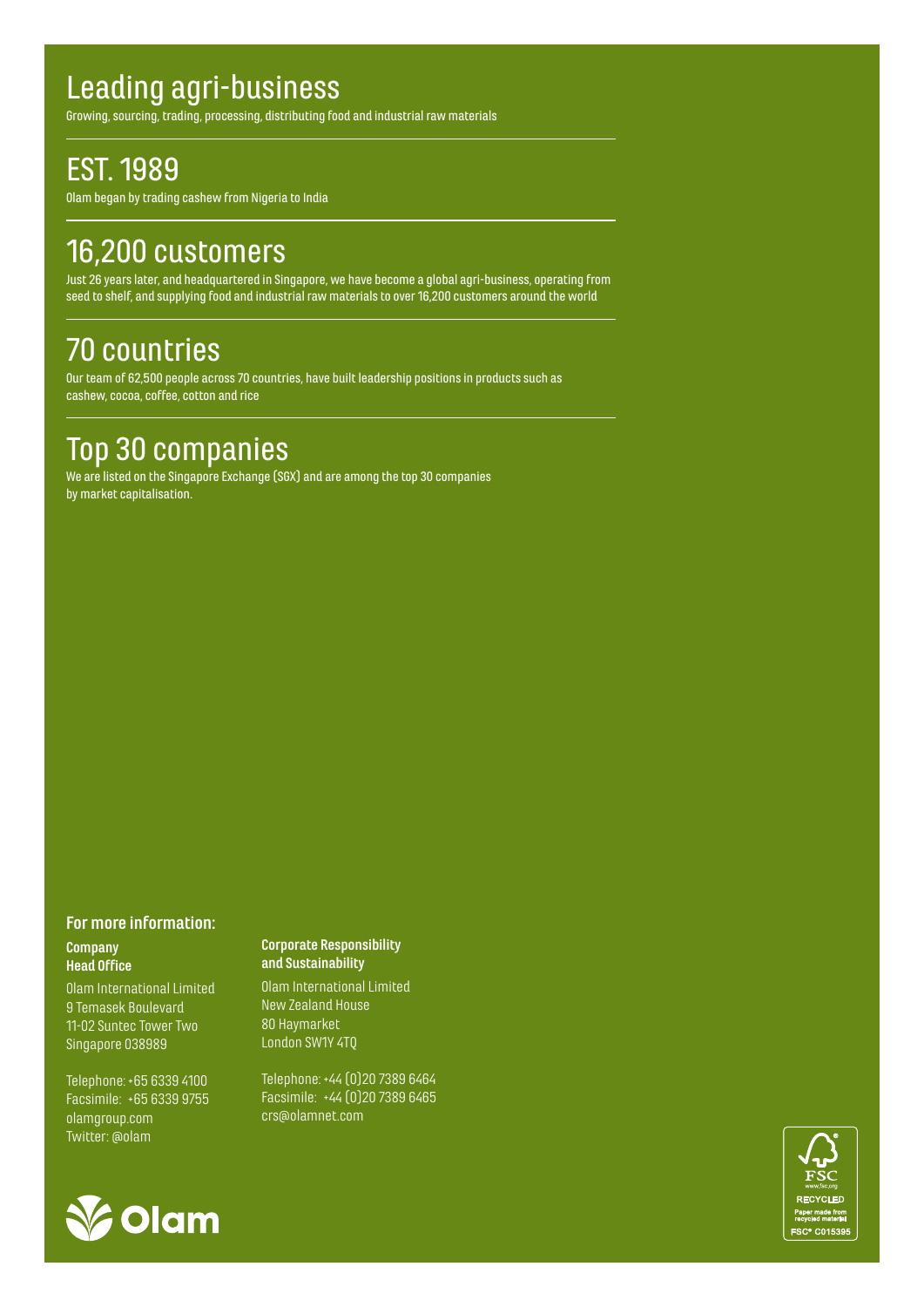# Leading agri-business

Growing, sourcing, trading, processing, distributing food and industrial raw materials

# EST. 1989

Olam began by trading cashew from Nigeria to India

# 16,200 customers

Just 26 years later, and headquartered in Singapore, we have become a global agri-business, operating from seed to shelf, and supplying food and industrial raw materials to over 16,200 customers around the world

# 70 countries

Our team of 62,500 people across 70 countries, have built leadership positions in products such as cashew, cocoa, coffee, cotton and rice

# Top 30 companies

We are listed on the Singapore Exchange (SGX) and are among the top 30 companies by market capitalisation.

## For more information:

**Company Head Office**

Olam International Limited
9 Temasek Boulevard
11-02 Suntec Tower Two
Singapore 038989

Telephone: +65 6339 4100
Facsimile: +65 6339 9755
olamgroup.com
Twitter: @olam

**Corporate Responsibility and Sustainability**

Olam International Limited
New Zealand House
80 Haymarket
London SW1Y 4TQ

Telephone: +44 (0)20 7389 6464
Facsimile: +44 (0)20 7389 6465
crs@olamnet.com

Olam

FSC
www.fsc.org
RECYCLED
Paper made from recycled material
FSC® C015395